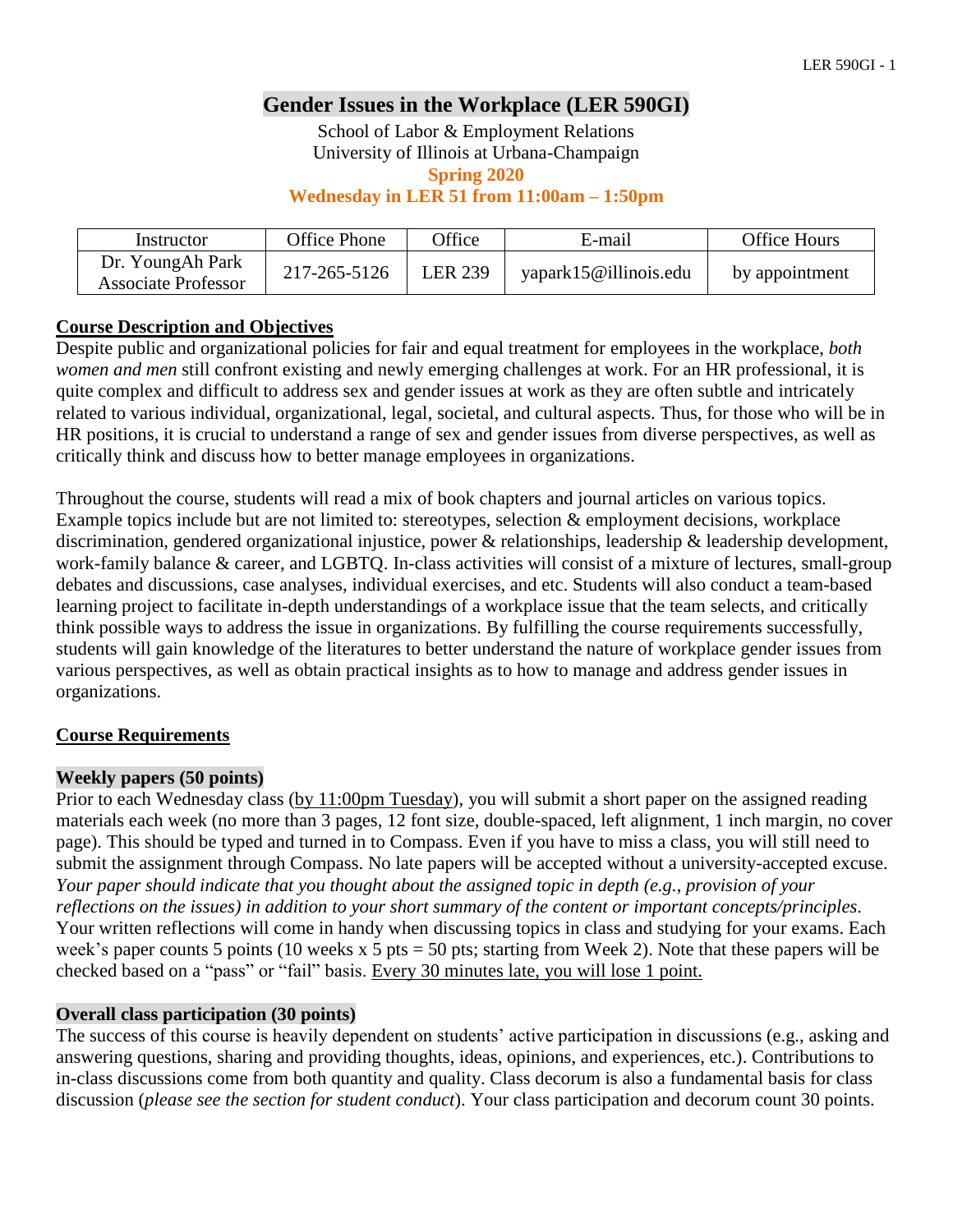# Gender Issues in the Workplace (LER 590GI)

School of Labor & Employment Relations
University of Illinois at Urbana-Champaign
**Spring 2020**
**Wednesday in LER 51 from 11:00am – 1:50pm**

| Instructor | Office Phone | Office | E-mail | Office Hours |
|---|---|---|---|---|
| Dr. YoungAh Park<br>Associate Professor | 217-265-5126 | LER 239 | yapark15@illinois.edu | by appointment |

## Course Description and Objectives

Despite public and organizational policies for fair and equal treatment for employees in the workplace, *both women and men* still confront existing and newly emerging challenges at work. For an HR professional, it is quite complex and difficult to address sex and gender issues at work as they are often subtle and intricately related to various individual, organizational, legal, societal, and cultural aspects. Thus, for those who will be in HR positions, it is crucial to understand a range of sex and gender issues from diverse perspectives, as well as critically think and discuss how to better manage employees in organizations.

Throughout the course, students will read a mix of book chapters and journal articles on various topics. Example topics include but are not limited to: stereotypes, selection & employment decisions, workplace discrimination, gendered organizational injustice, power & relationships, leadership & leadership development, work-family balance & career, and LGBTQ. In-class activities will consist of a mixture of lectures, small-group debates and discussions, case analyses, individual exercises, and etc. Students will also conduct a team-based learning project to facilitate in-depth understandings of a workplace issue that the team selects, and critically think possible ways to address the issue in organizations. By fulfilling the course requirements successfully, students will gain knowledge of the literatures to better understand the nature of workplace gender issues from various perspectives, as well as obtain practical insights as to how to manage and address gender issues in organizations.

## Course Requirements

### Weekly papers (50 points)

Prior to each Wednesday class (by 11:00pm Tuesday), you will submit a short paper on the assigned reading materials each week (no more than 3 pages, 12 font size, double-spaced, left alignment, 1 inch margin, no cover page). This should be typed and turned in to Compass. Even if you have to miss a class, you will still need to submit the assignment through Compass. No late papers will be accepted without a university-accepted excuse. *Your paper should indicate that you thought about the assigned topic in depth (e.g., provision of your reflections on the issues) in addition to your short summary of the content or important concepts/principles.* Your written reflections will come in handy when discussing topics in class and studying for your exams. Each week's paper counts 5 points (10 weeks x 5 pts = 50 pts; starting from Week 2). Note that these papers will be checked based on a "pass" or "fail" basis. Every 30 minutes late, you will lose 1 point.

### Overall class participation (30 points)

The success of this course is heavily dependent on students' active participation in discussions (e.g., asking and answering questions, sharing and providing thoughts, ideas, opinions, and experiences, etc.). Contributions to in-class discussions come from both quantity and quality. Class decorum is also a fundamental basis for class discussion (*please see the section for student conduct*). Your class participation and decorum count 30 points.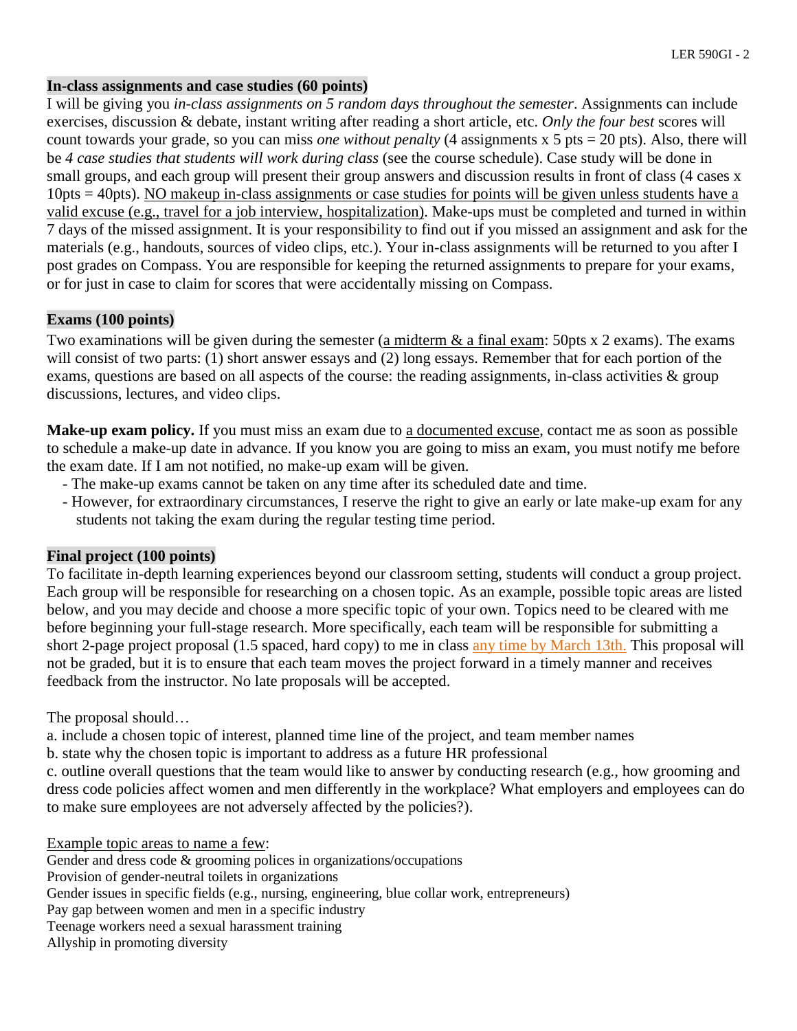**In-class assignments and case studies (60 points)**

I will be giving you *in-class assignments on 5 random days throughout the semester*. Assignments can include exercises, discussion & debate, instant writing after reading a short article, etc. *Only the four best* scores will count towards your grade, so you can miss *one without penalty* (4 assignments x 5 pts = 20 pts). Also, there will be *4 case studies that students will work during class* (see the course schedule). Case study will be done in small groups, and each group will present their group answers and discussion results in front of class (4 cases x 10pts = 40pts). NO makeup in-class assignments or case studies for points will be given unless students have a valid excuse (e.g., travel for a job interview, hospitalization). Make-ups must be completed and turned in within 7 days of the missed assignment. It is your responsibility to find out if you missed an assignment and ask for the materials (e.g., handouts, sources of video clips, etc.). Your in-class assignments will be returned to you after I post grades on Compass. You are responsible for keeping the returned assignments to prepare for your exams, or for just in case to claim for scores that were accidentally missing on Compass.

**Exams (100 points)**

Two examinations will be given during the semester (a midterm & a final exam: 50pts x 2 exams). The exams will consist of two parts: (1) short answer essays and (2) long essays. Remember that for each portion of the exams, questions are based on all aspects of the course: the reading assignments, in-class activities & group discussions, lectures, and video clips.

**Make-up exam policy.** If you must miss an exam due to a documented excuse, contact me as soon as possible to schedule a make-up date in advance. If you know you are going to miss an exam, you must notify me before the exam date. If I am not notified, no make-up exam will be given.

- The make-up exams cannot be taken on any time after its scheduled date and time.
- However, for extraordinary circumstances, I reserve the right to give an early or late make-up exam for any students not taking the exam during the regular testing time period.

**Final project (100 points)**

To facilitate in-depth learning experiences beyond our classroom setting, students will conduct a group project. Each group will be responsible for researching on a chosen topic. As an example, possible topic areas are listed below, and you may decide and choose a more specific topic of your own. Topics need to be cleared with me before beginning your full-stage research. More specifically, each team will be responsible for submitting a short 2-page project proposal (1.5 spaced, hard copy) to me in class any time by March 13th. This proposal will not be graded, but it is to ensure that each team moves the project forward in a timely manner and receives feedback from the instructor. No late proposals will be accepted.

The proposal should…

a. include a chosen topic of interest, planned time line of the project, and team member names
b. state why the chosen topic is important to address as a future HR professional
c. outline overall questions that the team would like to answer by conducting research (e.g., how grooming and dress code policies affect women and men differently in the workplace? What employers and employees can do to make sure employees are not adversely affected by the policies?).

Example topic areas to name a few:

Gender and dress code & grooming polices in organizations/occupations
Provision of gender-neutral toilets in organizations
Gender issues in specific fields (e.g., nursing, engineering, blue collar work, entrepreneurs)
Pay gap between women and men in a specific industry
Teenage workers need a sexual harassment training
Allyship in promoting diversity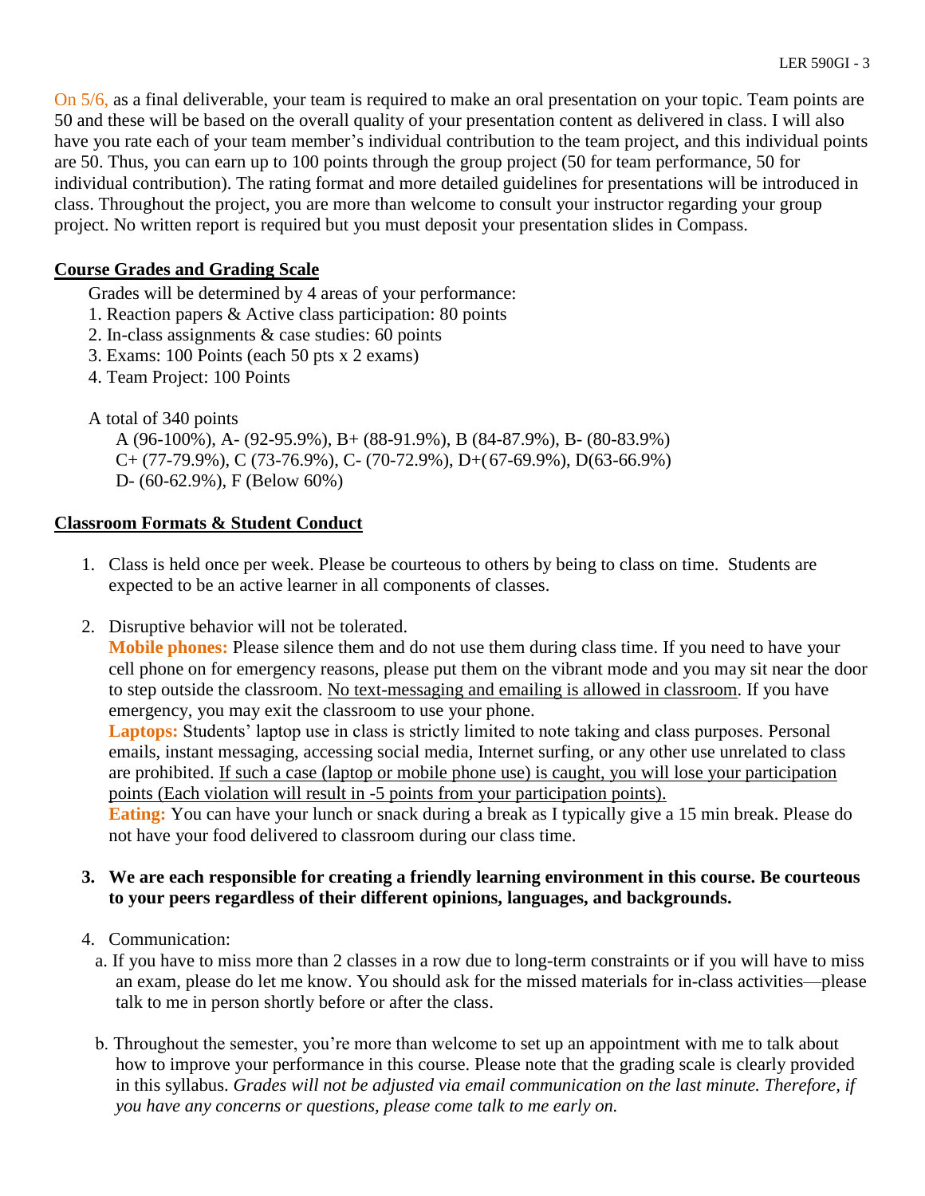On 5/6, as a final deliverable, your team is required to make an oral presentation on your topic. Team points are 50 and these will be based on the overall quality of your presentation content as delivered in class. I will also have you rate each of your team member's individual contribution to the team project, and this individual points are 50. Thus, you can earn up to 100 points through the group project (50 for team performance, 50 for individual contribution). The rating format and more detailed guidelines for presentations will be introduced in class. Throughout the project, you are more than welcome to consult your instructor regarding your group project. No written report is required but you must deposit your presentation slides in Compass.

## Course Grades and Grading Scale

Grades will be determined by 4 areas of your performance:

1. Reaction papers & Active class participation: 80 points
2. In-class assignments & case studies: 60 points
3. Exams: 100 Points (each 50 pts x 2 exams)
4. Team Project: 100 Points

A total of 340 points

A (96-100%), A- (92-95.9%), B+ (88-91.9%), B (84-87.9%), B- (80-83.9%)
C+ (77-79.9%), C (73-76.9%), C- (70-72.9%), D+( 67-69.9%), D(63-66.9%)
D- (60-62.9%), F (Below 60%)

## Classroom Formats & Student Conduct

1. Class is held once per week. Please be courteous to others by being to class on time. Students are expected to be an active learner in all components of classes.

2. Disruptive behavior will not be tolerated.
   **Mobile phones:** Please silence them and do not use them during class time. If you need to have your cell phone on for emergency reasons, please put them on the vibrant mode and you may sit near the door to step outside the classroom. No text-messaging and emailing is allowed in classroom. If you have emergency, you may exit the classroom to use your phone.
   **Laptops:** Students' laptop use in class is strictly limited to note taking and class purposes. Personal emails, instant messaging, accessing social media, Internet surfing, or any other use unrelated to class are prohibited. If such a case (laptop or mobile phone use) is caught, you will lose your participation points (Each violation will result in -5 points from your participation points).
   **Eating:** You can have your lunch or snack during a break as I typically give a 15 min break. Please do not have your food delivered to classroom during our class time.

3. **We are each responsible for creating a friendly learning environment in this course. Be courteous to your peers regardless of their different opinions, languages, and backgrounds.**

4. Communication:
   a. If you have to miss more than 2 classes in a row due to long-term constraints or if you will have to miss an exam, please do let me know. You should ask for the missed materials for in-class activities—please talk to me in person shortly before or after the class.

   b. Throughout the semester, you're more than welcome to set up an appointment with me to talk about how to improve your performance in this course. Please note that the grading scale is clearly provided in this syllabus. *Grades will not be adjusted via email communication on the last minute. Therefore, if you have any concerns or questions, please come talk to me early on.*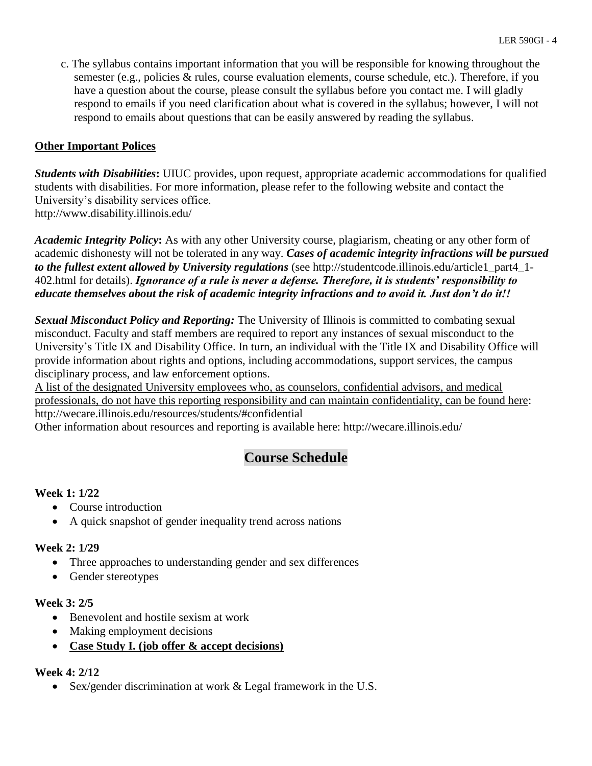c. The syllabus contains important information that you will be responsible for knowing throughout the semester (e.g., policies & rules, course evaluation elements, course schedule, etc.). Therefore, if you have a question about the course, please consult the syllabus before you contact me. I will gladly respond to emails if you need clarification about what is covered in the syllabus; however, I will not respond to emails about questions that can be easily answered by reading the syllabus.

**<u>Other Important Polices</u>**

***Students with Disabilities*****:** UIUC provides, upon request, appropriate academic accommodations for qualified students with disabilities. For more information, please refer to the following website and contact the University's disability services office.
http://www.disability.illinois.edu/

***Academic Integrity Policy*****:** As with any other University course, plagiarism, cheating or any other form of academic dishonesty will not be tolerated in any way. ***Cases of academic integrity infractions will be pursued to the fullest extent allowed by University regulations*** (see http://studentcode.illinois.edu/article1_part4_1-402.html for details). ***Ignorance of a rule is never a defense. Therefore, it is students' responsibility to educate themselves about the risk of academic integrity infractions and to avoid it. Just don't do it!!***

***Sexual Misconduct Policy and Reporting:*** The University of Illinois is committed to combating sexual misconduct. Faculty and staff members are required to report any instances of sexual misconduct to the University's Title IX and Disability Office. In turn, an individual with the Title IX and Disability Office will provide information about rights and options, including accommodations, support services, the campus disciplinary process, and law enforcement options.
<u>A list of the designated University employees who, as counselors, confidential advisors, and medical professionals, do not have this reporting responsibility and can maintain confidentiality, can be found here</u>: http://wecare.illinois.edu/resources/students/#confidential
Other information about resources and reporting is available here: http://wecare.illinois.edu/

## Course Schedule

**Week 1: 1/22**

- Course introduction
- A quick snapshot of gender inequality trend across nations

**Week 2: 1/29**

- Three approaches to understanding gender and sex differences
- Gender stereotypes

**Week 3: 2/5**

- Benevolent and hostile sexism at work
- Making employment decisions
- **<u>Case Study I. (job offer & accept decisions)</u>**

**Week 4: 2/12**

- Sex/gender discrimination at work & Legal framework in the U.S.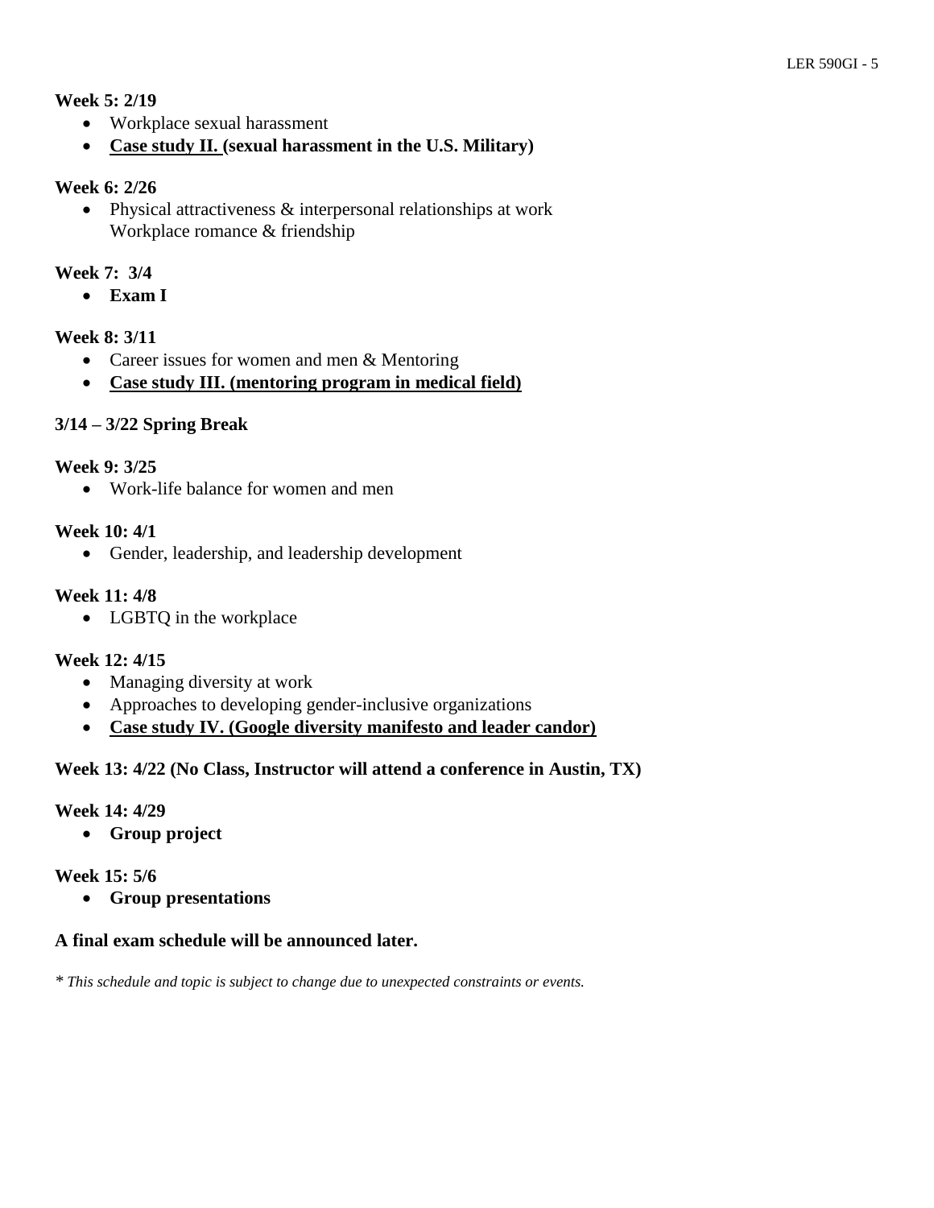**Week 5: 2/19**

- Workplace sexual harassment
- **Case study II. (sexual harassment in the U.S. Military)**

**Week 6: 2/26**

- Physical attractiveness & interpersonal relationships at work
  Workplace romance & friendship

**Week 7: 3/4**

- **Exam I**

**Week 8: 3/11**

- Career issues for women and men & Mentoring
- **Case study III. (mentoring program in medical field)**

**3/14 – 3/22 Spring Break**

**Week 9: 3/25**

- Work-life balance for women and men

**Week 10: 4/1**

- Gender, leadership, and leadership development

**Week 11: 4/8**

- LGBTQ in the workplace

**Week 12: 4/15**

- Managing diversity at work
- Approaches to developing gender-inclusive organizations
- **Case study IV. (Google diversity manifesto and leader candor)**

**Week 13: 4/22 (No Class, Instructor will attend a conference in Austin, TX)**

**Week 14: 4/29**

- **Group project**

**Week 15: 5/6**

- **Group presentations**

**A final exam schedule will be announced later.**

*\* This schedule and topic is subject to change due to unexpected constraints or events.*